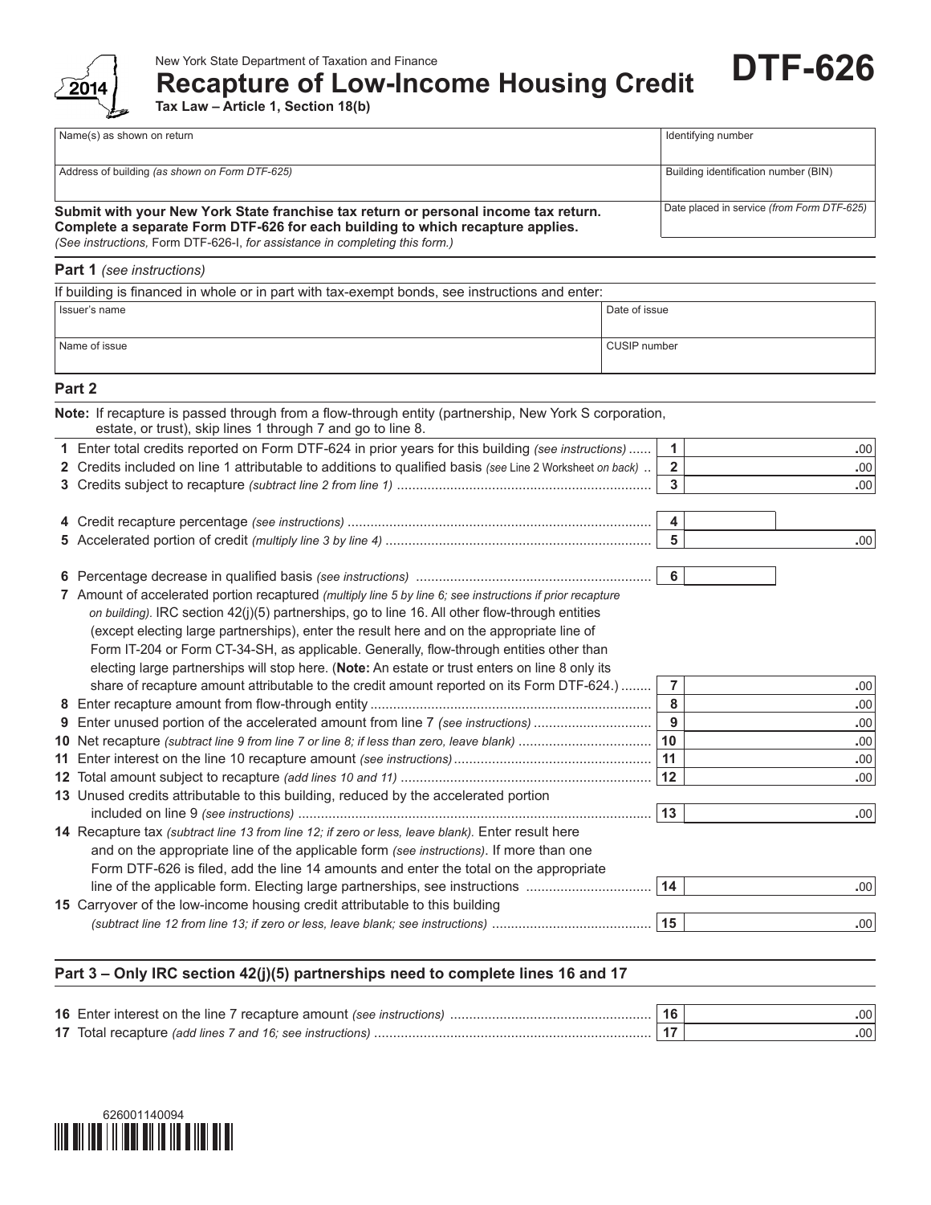New York State Department of Taxation and Finance

2014

# Recapture of Low-Income Housing Credit

**DTF-626**

**Tax Law – Article 1, Section 18(b)**

| Name(s) as shown on return | Identifying number |
|---|---|
| Address of building *(as shown on Form DTF-625)* | Building identification number (BIN) |
| | Date placed in service *(from Form DTF-625)* |

**Submit with your New York State franchise tax return or personal income tax return. Complete a separate Form DTF-626 for each building to which recapture applies.**
*(See instructions,* Form DTF-626-I, *for assistance in completing this form.)*

## Part 1 *(see instructions)*

If building is financed in whole or in part with tax-exempt bonds, see instructions and enter:

| Issuer's name | Date of issue |
|---|---|
| Name of issue | CUSIP number |

## Part 2

**Note:** If recapture is passed through from a flow-through entity (partnership, New York S corporation, estate, or trust), skip lines 1 through 7 and go to line 8.

| Line | Description | No. | Amount |
|---|---|---|---|
| 1 | Enter total credits reported on Form DTF-624 in prior years for this building *(see instructions)* | 1 | .00 |
| 2 | Credits included on line 1 attributable to additions to qualified basis *(see Line 2 Worksheet on back)* | 2 | .00 |
| 3 | Credits subject to recapture *(subtract line 2 from line 1)* | 3 | .00 |
| 4 | Credit recapture percentage *(see instructions)* | 4 | |
| 5 | Accelerated portion of credit *(multiply line 3 by line 4)* | 5 | .00 |
| 6 | Percentage decrease in qualified basis *(see instructions)* | 6 | |
| 7 | Amount of accelerated portion recaptured *(multiply line 5 by line 6; see instructions if prior recapture on building).* IRC section 42(j)(5) partnerships, go to line 16. All other flow-through entities (except electing large partnerships), enter the result here and on the appropriate line of Form IT-204 or Form CT-34-SH, as applicable. Generally, flow-through entities other than electing large partnerships will stop here. (**Note:** An estate or trust enters on line 8 only its share of recapture amount attributable to the credit amount reported on its Form DTF-624.) | 7 | .00 |
| 8 | Enter recapture amount from flow-through entity | 8 | .00 |
| 9 | Enter unused portion of the accelerated amount from line 7 *(see instructions)* | 9 | .00 |
| 10 | Net recapture *(subtract line 9 from line 7 or line 8; if less than zero, leave blank)* | 10 | .00 |
| 11 | Enter interest on the line 10 recapture amount *(see instructions)* | 11 | .00 |
| 12 | Total amount subject to recapture *(add lines 10 and 11)* | 12 | .00 |
| 13 | Unused credits attributable to this building, reduced by the accelerated portion included on line 9 *(see instructions)* | 13 | .00 |
| 14 | Recapture tax *(subtract line 13 from line 12; if zero or less, leave blank).* Enter result here and on the appropriate line of the applicable form *(see instructions)*. If more than one Form DTF-626 is filed, add the line 14 amounts and enter the total on the appropriate line of the applicable form. Electing large partnerships, see instructions | 14 | .00 |
| 15 | Carryover of the low-income housing credit attributable to this building *(subtract line 12 from line 13; if zero or less, leave blank; see instructions)* | 15 | .00 |

## Part 3 – Only IRC section 42(j)(5) partnerships need to complete lines 16 and 17

| Line | Description | No. | Amount |
|---|---|---|---|
| 16 | Enter interest on the line 7 recapture amount *(see instructions)* | 16 | .00 |
| 17 | Total recapture *(add lines 7 and 16; see instructions)* | 17 | .00 |

626001140094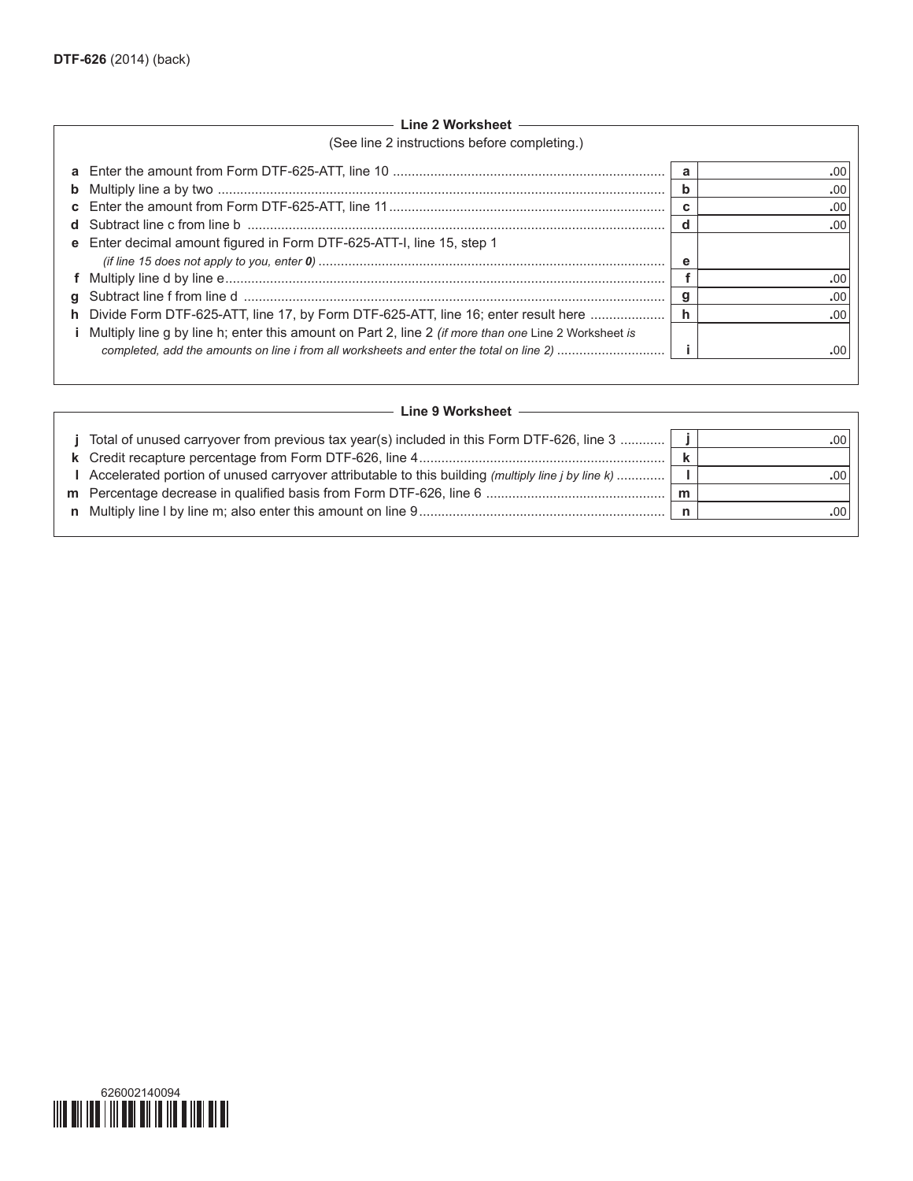## Line 2 Worksheet

(See line 2 instructions before completing.)

| | | | |
|---|---|---|---|
| **a** | Enter the amount from Form DTF-625-ATT, line 10 | **a** | .00 |
| **b** | Multiply line a by two | **b** | .00 |
| **c** | Enter the amount from Form DTF-625-ATT, line 11 | **c** | .00 |
| **d** | Subtract line c from line b | **d** | .00 |
| **e** | Enter decimal amount figured in Form DTF-625-ATT-I, line 15, step 1 *(if line 15 does not apply to you, enter* ***0****)* | **e** | |
| **f** | Multiply line d by line e | **f** | .00 |
| **g** | Subtract line f from line d | **g** | .00 |
| **h** | Divide Form DTF-625-ATT, line 17, by Form DTF-625-ATT, line 16; enter result here | **h** | .00 |
| **i** | Multiply line g by line h; enter this amount on Part 2, line 2 *(if more than one* Line 2 Worksheet *is completed, add the amounts on line i from all worksheets and enter the total on line 2)* | **i** | .00 |

## Line 9 Worksheet

| | | | |
|---|---|---|---|
| **j** | Total of unused carryover from previous tax year(s) included in this Form DTF-626, line 3 | **j** | .00 |
| **k** | Credit recapture percentage from Form DTF-626, line 4 | **k** | |
| **l** | Accelerated portion of unused carryover attributable to this building *(multiply line j by line k)* | **l** | .00 |
| **m** | Percentage decrease in qualified basis from Form DTF-626, line 6 | **m** | |
| **n** | Multiply line l by line m; also enter this amount on line 9 | **n** | .00 |

626002140094